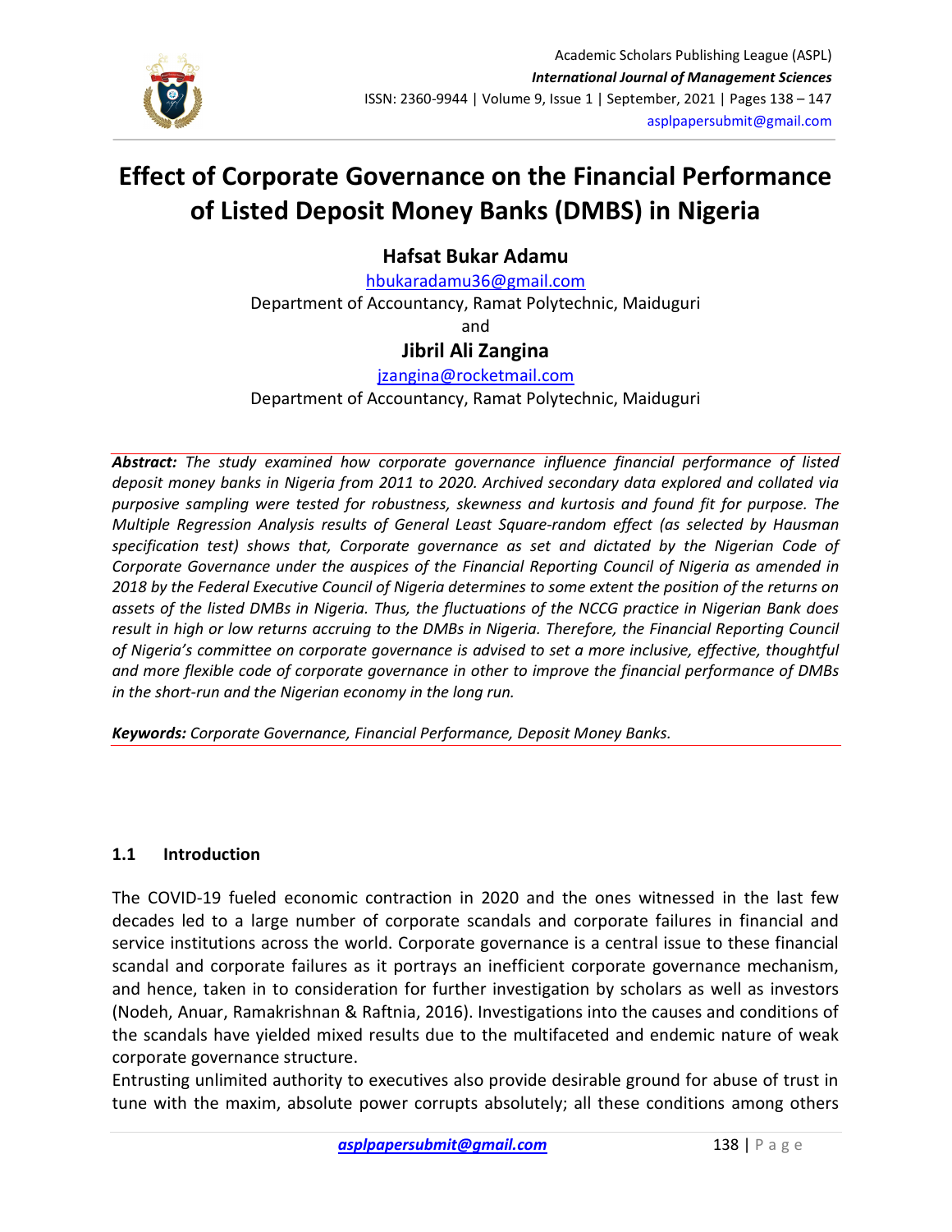# Effect of Corporate Governance on the Financial Performance of Listed Deposit Money Banks (DMBS) in Nigeria

**Hafsat Bukar Adamu**

hbukaradamu36@gmail.com

Department of Accountancy, Ramat Polytechnic, Maiduguri

and

**Jibril Ali Zangina**

jzangina@rocketmail.com

Department of Accountancy, Ramat Polytechnic, Maiduguri

***Abstract:*** *The study examined how corporate governance influence financial performance of listed deposit money banks in Nigeria from 2011 to 2020. Archived secondary data explored and collated via purposive sampling were tested for robustness, skewness and kurtosis and found fit for purpose. The Multiple Regression Analysis results of General Least Square-random effect (as selected by Hausman specification test) shows that, Corporate governance as set and dictated by the Nigerian Code of Corporate Governance under the auspices of the Financial Reporting Council of Nigeria as amended in 2018 by the Federal Executive Council of Nigeria determines to some extent the position of the returns on assets of the listed DMBs in Nigeria. Thus, the fluctuations of the NCCG practice in Nigerian Bank does result in high or low returns accruing to the DMBs in Nigeria. Therefore, the Financial Reporting Council of Nigeria's committee on corporate governance is advised to set a more inclusive, effective, thoughtful and more flexible code of corporate governance in other to improve the financial performance of DMBs in the short-run and the Nigerian economy in the long run.*

***Keywords:*** *Corporate Governance, Financial Performance, Deposit Money Banks.*

## 1.1 Introduction

The COVID-19 fueled economic contraction in 2020 and the ones witnessed in the last few decades led to a large number of corporate scandals and corporate failures in financial and service institutions across the world. Corporate governance is a central issue to these financial scandal and corporate failures as it portrays an inefficient corporate governance mechanism, and hence, taken in to consideration for further investigation by scholars as well as investors (Nodeh, Anuar, Ramakrishnan & Raftnia, 2016). Investigations into the causes and conditions of the scandals have yielded mixed results due to the multifaceted and endemic nature of weak corporate governance structure.

Entrusting unlimited authority to executives also provide desirable ground for abuse of trust in tune with the maxim, absolute power corrupts absolutely; all these conditions among others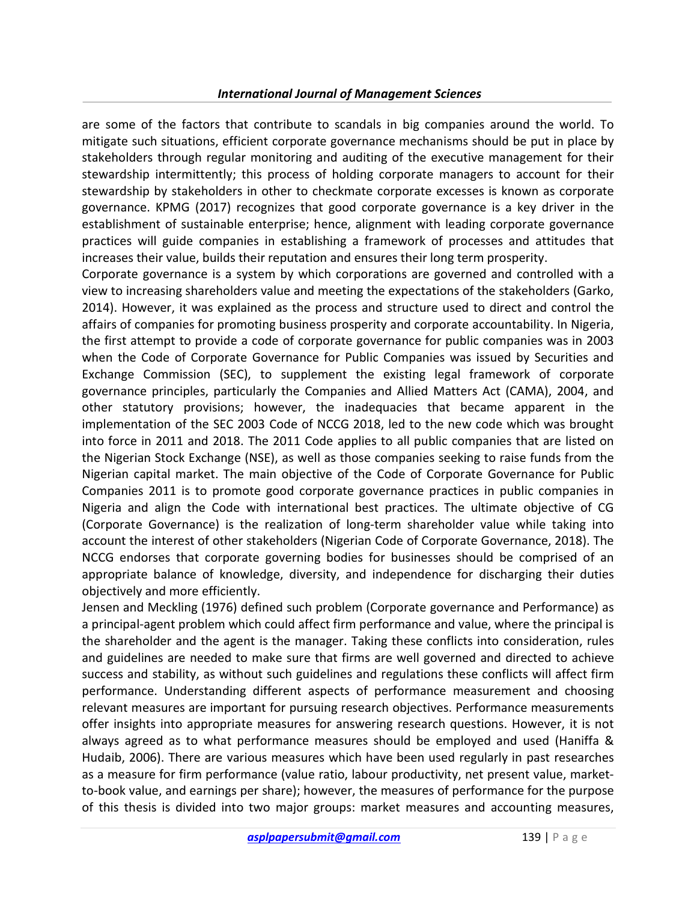are some of the factors that contribute to scandals in big companies around the world. To mitigate such situations, efficient corporate governance mechanisms should be put in place by stakeholders through regular monitoring and auditing of the executive management for their stewardship intermittently; this process of holding corporate managers to account for their stewardship by stakeholders in other to checkmate corporate excesses is known as corporate governance. KPMG (2017) recognizes that good corporate governance is a key driver in the establishment of sustainable enterprise; hence, alignment with leading corporate governance practices will guide companies in establishing a framework of processes and attitudes that increases their value, builds their reputation and ensures their long term prosperity.

Corporate governance is a system by which corporations are governed and controlled with a view to increasing shareholders value and meeting the expectations of the stakeholders (Garko, 2014). However, it was explained as the process and structure used to direct and control the affairs of companies for promoting business prosperity and corporate accountability. In Nigeria, the first attempt to provide a code of corporate governance for public companies was in 2003 when the Code of Corporate Governance for Public Companies was issued by Securities and Exchange Commission (SEC), to supplement the existing legal framework of corporate governance principles, particularly the Companies and Allied Matters Act (CAMA), 2004, and other statutory provisions; however, the inadequacies that became apparent in the implementation of the SEC 2003 Code of NCCG 2018, led to the new code which was brought into force in 2011 and 2018. The 2011 Code applies to all public companies that are listed on the Nigerian Stock Exchange (NSE), as well as those companies seeking to raise funds from the Nigerian capital market. The main objective of the Code of Corporate Governance for Public Companies 2011 is to promote good corporate governance practices in public companies in Nigeria and align the Code with international best practices. The ultimate objective of CG (Corporate Governance) is the realization of long-term shareholder value while taking into account the interest of other stakeholders (Nigerian Code of Corporate Governance, 2018). The NCCG endorses that corporate governing bodies for businesses should be comprised of an appropriate balance of knowledge, diversity, and independence for discharging their duties objectively and more efficiently.

Jensen and Meckling (1976) defined such problem (Corporate governance and Performance) as a principal-agent problem which could affect firm performance and value, where the principal is the shareholder and the agent is the manager. Taking these conflicts into consideration, rules and guidelines are needed to make sure that firms are well governed and directed to achieve success and stability, as without such guidelines and regulations these conflicts will affect firm performance. Understanding different aspects of performance measurement and choosing relevant measures are important for pursuing research objectives. Performance measurements offer insights into appropriate measures for answering research questions. However, it is not always agreed as to what performance measures should be employed and used (Haniffa & Hudaib, 2006). There are various measures which have been used regularly in past researches as a measure for firm performance (value ratio, labour productivity, net present value, market-to-book value, and earnings per share); however, the measures of performance for the purpose of this thesis is divided into two major groups: market measures and accounting measures,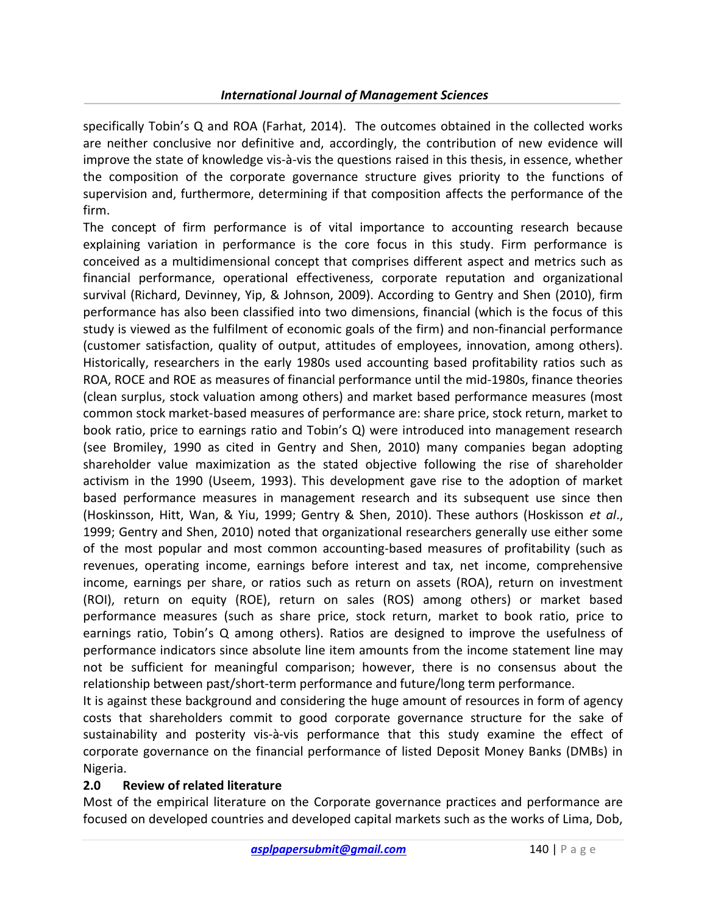specifically Tobin's Q and ROA (Farhat, 2014). The outcomes obtained in the collected works are neither conclusive nor definitive and, accordingly, the contribution of new evidence will improve the state of knowledge vis-à-vis the questions raised in this thesis, in essence, whether the composition of the corporate governance structure gives priority to the functions of supervision and, furthermore, determining if that composition affects the performance of the firm.

The concept of firm performance is of vital importance to accounting research because explaining variation in performance is the core focus in this study. Firm performance is conceived as a multidimensional concept that comprises different aspect and metrics such as financial performance, operational effectiveness, corporate reputation and organizational survival (Richard, Devinney, Yip, & Johnson, 2009). According to Gentry and Shen (2010), firm performance has also been classified into two dimensions, financial (which is the focus of this study is viewed as the fulfilment of economic goals of the firm) and non-financial performance (customer satisfaction, quality of output, attitudes of employees, innovation, among others). Historically, researchers in the early 1980s used accounting based profitability ratios such as ROA, ROCE and ROE as measures of financial performance until the mid-1980s, finance theories (clean surplus, stock valuation among others) and market based performance measures (most common stock market-based measures of performance are: share price, stock return, market to book ratio, price to earnings ratio and Tobin's Q) were introduced into management research (see Bromiley, 1990 as cited in Gentry and Shen, 2010) many companies began adopting shareholder value maximization as the stated objective following the rise of shareholder activism in the 1990 (Useem, 1993). This development gave rise to the adoption of market based performance measures in management research and its subsequent use since then (Hoskinsson, Hitt, Wan, & Yiu, 1999; Gentry & Shen, 2010). These authors (Hoskisson *et al*., 1999; Gentry and Shen, 2010) noted that organizational researchers generally use either some of the most popular and most common accounting-based measures of profitability (such as revenues, operating income, earnings before interest and tax, net income, comprehensive income, earnings per share, or ratios such as return on assets (ROA), return on investment (ROI), return on equity (ROE), return on sales (ROS) among others) or market based performance measures (such as share price, stock return, market to book ratio, price to earnings ratio, Tobin's Q among others). Ratios are designed to improve the usefulness of performance indicators since absolute line item amounts from the income statement line may not be sufficient for meaningful comparison; however, there is no consensus about the relationship between past/short-term performance and future/long term performance.

It is against these background and considering the huge amount of resources in form of agency costs that shareholders commit to good corporate governance structure for the sake of sustainability and posterity vis-à-vis performance that this study examine the effect of corporate governance on the financial performance of listed Deposit Money Banks (DMBs) in Nigeria.

## 2.0 Review of related literature

Most of the empirical literature on the Corporate governance practices and performance are focused on developed countries and developed capital markets such as the works of Lima, Dob,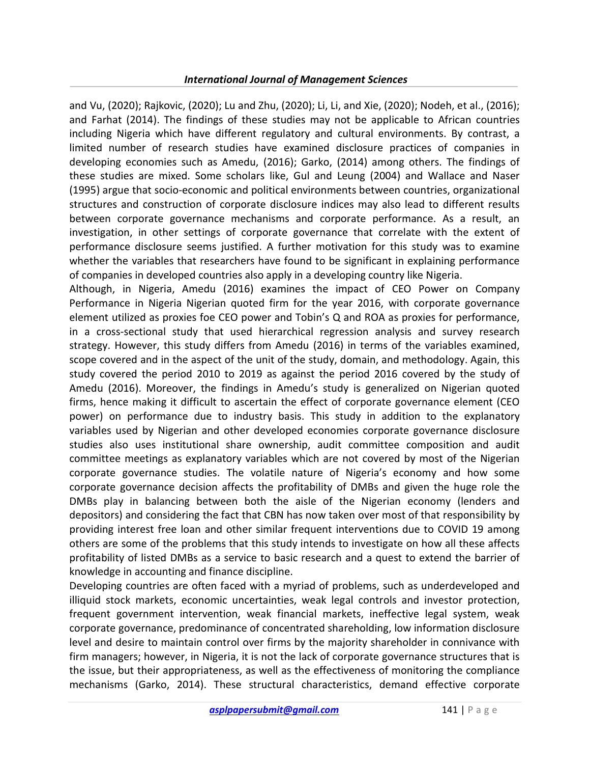and Vu, (2020); Rajkovic, (2020); Lu and Zhu, (2020); Li, Li, and Xie, (2020); Nodeh, et al., (2016); and Farhat (2014). The findings of these studies may not be applicable to African countries including Nigeria which have different regulatory and cultural environments. By contrast, a limited number of research studies have examined disclosure practices of companies in developing economies such as Amedu, (2016); Garko, (2014) among others. The findings of these studies are mixed. Some scholars like, Gul and Leung (2004) and Wallace and Naser (1995) argue that socio-economic and political environments between countries, organizational structures and construction of corporate disclosure indices may also lead to different results between corporate governance mechanisms and corporate performance. As a result, an investigation, in other settings of corporate governance that correlate with the extent of performance disclosure seems justified. A further motivation for this study was to examine whether the variables that researchers have found to be significant in explaining performance of companies in developed countries also apply in a developing country like Nigeria.

Although, in Nigeria, Amedu (2016) examines the impact of CEO Power on Company Performance in Nigeria Nigerian quoted firm for the year 2016, with corporate governance element utilized as proxies foe CEO power and Tobin's Q and ROA as proxies for performance, in a cross-sectional study that used hierarchical regression analysis and survey research strategy. However, this study differs from Amedu (2016) in terms of the variables examined, scope covered and in the aspect of the unit of the study, domain, and methodology. Again, this study covered the period 2010 to 2019 as against the period 2016 covered by the study of Amedu (2016). Moreover, the findings in Amedu's study is generalized on Nigerian quoted firms, hence making it difficult to ascertain the effect of corporate governance element (CEO power) on performance due to industry basis. This study in addition to the explanatory variables used by Nigerian and other developed economies corporate governance disclosure studies also uses institutional share ownership, audit committee composition and audit committee meetings as explanatory variables which are not covered by most of the Nigerian corporate governance studies. The volatile nature of Nigeria's economy and how some corporate governance decision affects the profitability of DMBs and given the huge role the DMBs play in balancing between both the aisle of the Nigerian economy (lenders and depositors) and considering the fact that CBN has now taken over most of that responsibility by providing interest free loan and other similar frequent interventions due to COVID 19 among others are some of the problems that this study intends to investigate on how all these affects profitability of listed DMBs as a service to basic research and a quest to extend the barrier of knowledge in accounting and finance discipline.

Developing countries are often faced with a myriad of problems, such as underdeveloped and illiquid stock markets, economic uncertainties, weak legal controls and investor protection, frequent government intervention, weak financial markets, ineffective legal system, weak corporate governance, predominance of concentrated shareholding, low information disclosure level and desire to maintain control over firms by the majority shareholder in connivance with firm managers; however, in Nigeria, it is not the lack of corporate governance structures that is the issue, but their appropriateness, as well as the effectiveness of monitoring the compliance mechanisms (Garko, 2014). These structural characteristics, demand effective corporate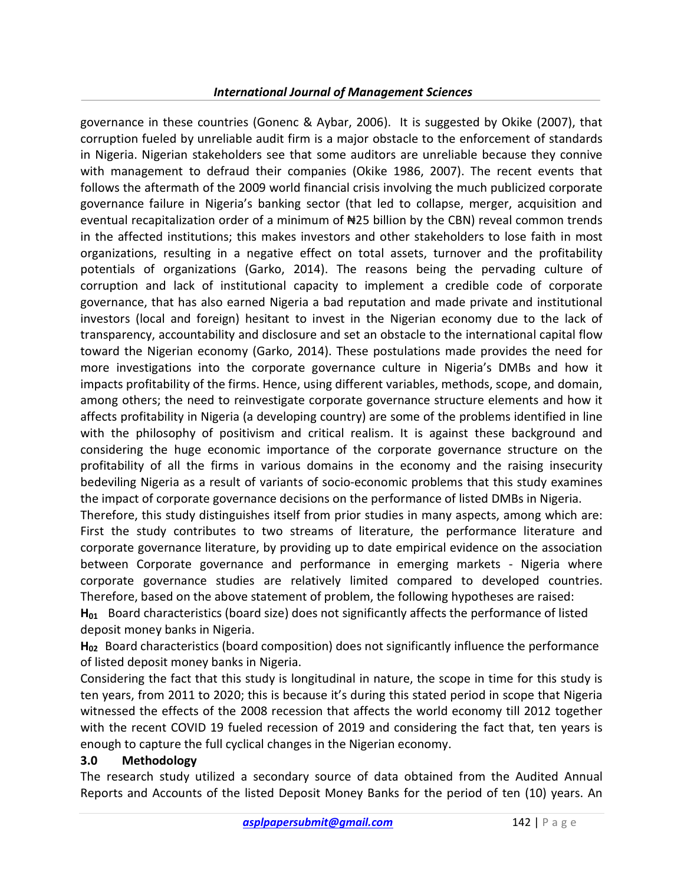governance in these countries (Gonenc & Aybar, 2006). It is suggested by Okike (2007), that corruption fueled by unreliable audit firm is a major obstacle to the enforcement of standards in Nigeria. Nigerian stakeholders see that some auditors are unreliable because they connive with management to defraud their companies (Okike 1986, 2007). The recent events that follows the aftermath of the 2009 world financial crisis involving the much publicized corporate governance failure in Nigeria's banking sector (that led to collapse, merger, acquisition and eventual recapitalization order of a minimum of ₦25 billion by the CBN) reveal common trends in the affected institutions; this makes investors and other stakeholders to lose faith in most organizations, resulting in a negative effect on total assets, turnover and the profitability potentials of organizations (Garko, 2014). The reasons being the pervading culture of corruption and lack of institutional capacity to implement a credible code of corporate governance, that has also earned Nigeria a bad reputation and made private and institutional investors (local and foreign) hesitant to invest in the Nigerian economy due to the lack of transparency, accountability and disclosure and set an obstacle to the international capital flow toward the Nigerian economy (Garko, 2014). These postulations made provides the need for more investigations into the corporate governance culture in Nigeria's DMBs and how it impacts profitability of the firms. Hence, using different variables, methods, scope, and domain, among others; the need to reinvestigate corporate governance structure elements and how it affects profitability in Nigeria (a developing country) are some of the problems identified in line with the philosophy of positivism and critical realism. It is against these background and considering the huge economic importance of the corporate governance structure on the profitability of all the firms in various domains in the economy and the raising insecurity bedeviling Nigeria as a result of variants of socio-economic problems that this study examines the impact of corporate governance decisions on the performance of listed DMBs in Nigeria.

Therefore, this study distinguishes itself from prior studies in many aspects, among which are: First the study contributes to two streams of literature, the performance literature and corporate governance literature, by providing up to date empirical evidence on the association between Corporate governance and performance in emerging markets - Nigeria where corporate governance studies are relatively limited compared to developed countries. Therefore, based on the above statement of problem, the following hypotheses are raised:

**$H_{01}$** Board characteristics (board size) does not significantly affects the performance of listed deposit money banks in Nigeria.

**$H_{02}$** Board characteristics (board composition) does not significantly influence the performance of listed deposit money banks in Nigeria.

Considering the fact that this study is longitudinal in nature, the scope in time for this study is ten years, from 2011 to 2020; this is because it's during this stated period in scope that Nigeria witnessed the effects of the 2008 recession that affects the world economy till 2012 together with the recent COVID 19 fueled recession of 2019 and considering the fact that, ten years is enough to capture the full cyclical changes in the Nigerian economy.

## 3.0 Methodology

The research study utilized a secondary source of data obtained from the Audited Annual Reports and Accounts of the listed Deposit Money Banks for the period of ten (10) years. An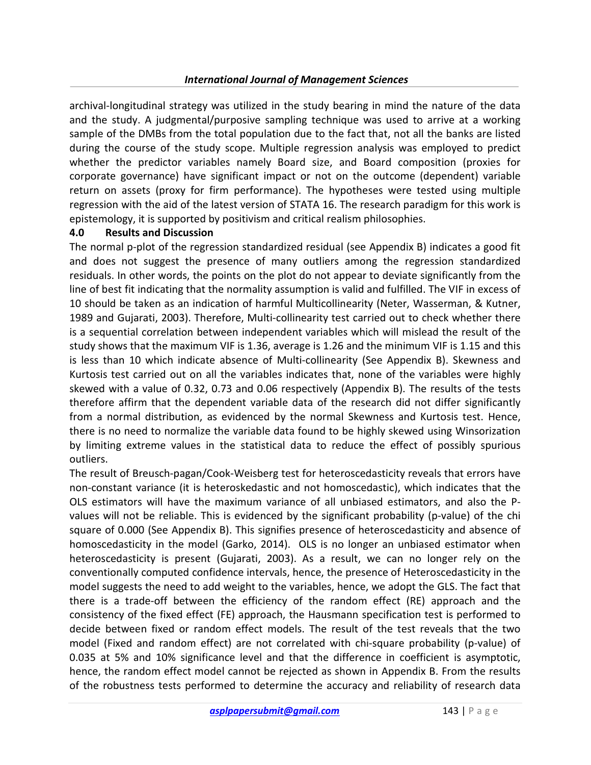archival-longitudinal strategy was utilized in the study bearing in mind the nature of the data and the study. A judgmental/purposive sampling technique was used to arrive at a working sample of the DMBs from the total population due to the fact that, not all the banks are listed during the course of the study scope. Multiple regression analysis was employed to predict whether the predictor variables namely Board size, and Board composition (proxies for corporate governance) have significant impact or not on the outcome (dependent) variable return on assets (proxy for firm performance). The hypotheses were tested using multiple regression with the aid of the latest version of STATA 16. The research paradigm for this work is epistemology, it is supported by positivism and critical realism philosophies.

## 4.0 Results and Discussion

The normal p-plot of the regression standardized residual (see Appendix B) indicates a good fit and does not suggest the presence of many outliers among the regression standardized residuals. In other words, the points on the plot do not appear to deviate significantly from the line of best fit indicating that the normality assumption is valid and fulfilled. The VIF in excess of 10 should be taken as an indication of harmful Multicollinearity (Neter, Wasserman, & Kutner, 1989 and Gujarati, 2003). Therefore, Multi-collinearity test carried out to check whether there is a sequential correlation between independent variables which will mislead the result of the study shows that the maximum VIF is 1.36, average is 1.26 and the minimum VIF is 1.15 and this is less than 10 which indicate absence of Multi-collinearity (See Appendix B). Skewness and Kurtosis test carried out on all the variables indicates that, none of the variables were highly skewed with a value of 0.32, 0.73 and 0.06 respectively (Appendix B). The results of the tests therefore affirm that the dependent variable data of the research did not differ significantly from a normal distribution, as evidenced by the normal Skewness and Kurtosis test. Hence, there is no need to normalize the variable data found to be highly skewed using Winsorization by limiting extreme values in the statistical data to reduce the effect of possibly spurious outliers.

The result of Breusch-pagan/Cook-Weisberg test for heteroscedasticity reveals that errors have non-constant variance (it is heteroskedastic and not homoscedastic), which indicates that the OLS estimators will have the maximum variance of all unbiased estimators, and also the P-values will not be reliable. This is evidenced by the significant probability (p-value) of the chi square of 0.000 (See Appendix B). This signifies presence of heteroscedasticity and absence of homoscedasticity in the model (Garko, 2014). OLS is no longer an unbiased estimator when heteroscedasticity is present (Gujarati, 2003). As a result, we can no longer rely on the conventionally computed confidence intervals, hence, the presence of Heteroscedasticity in the model suggests the need to add weight to the variables, hence, we adopt the GLS. The fact that there is a trade-off between the efficiency of the random effect (RE) approach and the consistency of the fixed effect (FE) approach, the Hausmann specification test is performed to decide between fixed or random effect models. The result of the test reveals that the two model (Fixed and random effect) are not correlated with chi-square probability (p-value) of 0.035 at 5% and 10% significance level and that the difference in coefficient is asymptotic, hence, the random effect model cannot be rejected as shown in Appendix B. From the results of the robustness tests performed to determine the accuracy and reliability of research data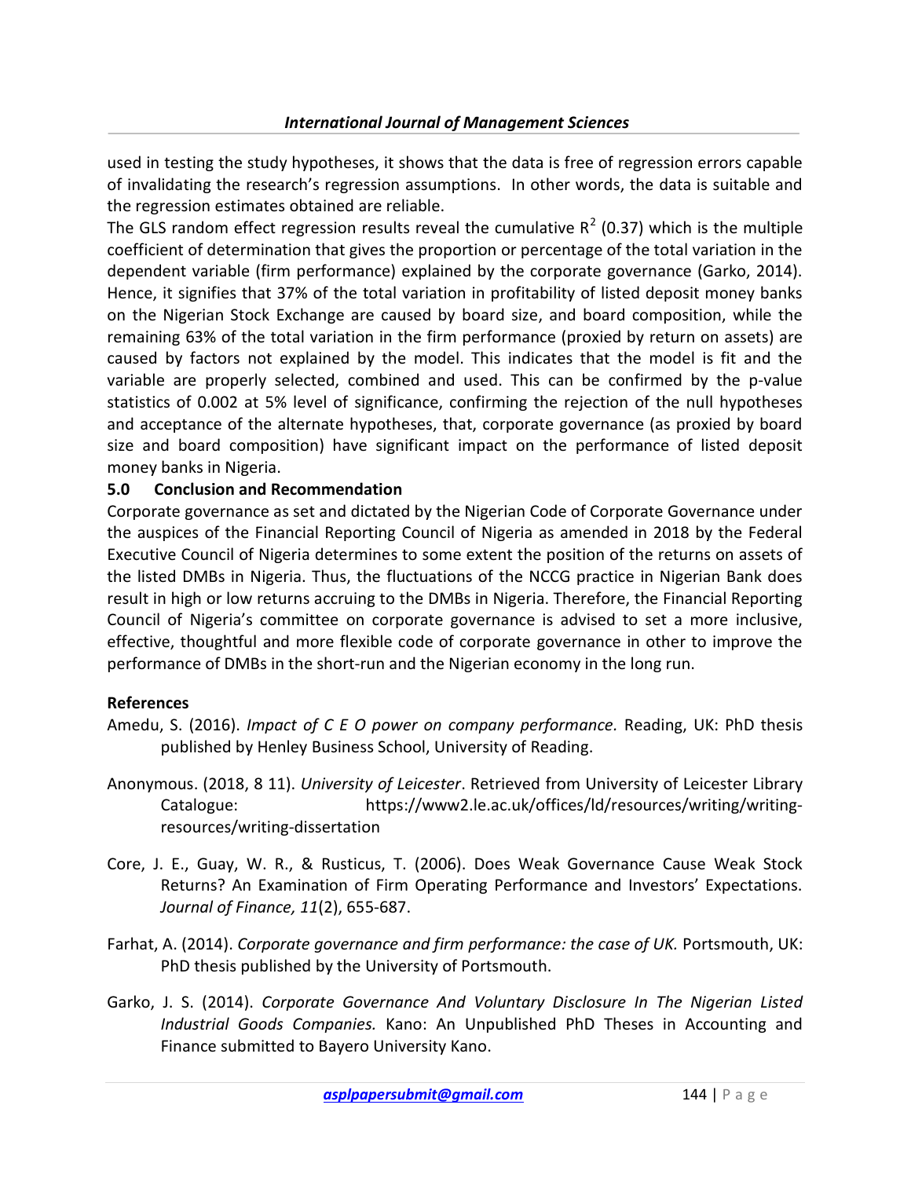used in testing the study hypotheses, it shows that the data is free of regression errors capable of invalidating the research's regression assumptions. In other words, the data is suitable and the regression estimates obtained are reliable.

The GLS random effect regression results reveal the cumulative $R^2$ (0.37) which is the multiple coefficient of determination that gives the proportion or percentage of the total variation in the dependent variable (firm performance) explained by the corporate governance (Garko, 2014). Hence, it signifies that 37% of the total variation in profitability of listed deposit money banks on the Nigerian Stock Exchange are caused by board size, and board composition, while the remaining 63% of the total variation in the firm performance (proxied by return on assets) are caused by factors not explained by the model. This indicates that the model is fit and the variable are properly selected, combined and used. This can be confirmed by the p-value statistics of 0.002 at 5% level of significance, confirming the rejection of the null hypotheses and acceptance of the alternate hypotheses, that, corporate governance (as proxied by board size and board composition) have significant impact on the performance of listed deposit money banks in Nigeria.

## 5.0 Conclusion and Recommendation

Corporate governance as set and dictated by the Nigerian Code of Corporate Governance under the auspices of the Financial Reporting Council of Nigeria as amended in 2018 by the Federal Executive Council of Nigeria determines to some extent the position of the returns on assets of the listed DMBs in Nigeria. Thus, the fluctuations of the NCCG practice in Nigerian Bank does result in high or low returns accruing to the DMBs in Nigeria. Therefore, the Financial Reporting Council of Nigeria's committee on corporate governance is advised to set a more inclusive, effective, thoughtful and more flexible code of corporate governance in other to improve the performance of DMBs in the short-run and the Nigerian economy in the long run.

## References

Amedu, S. (2016). *Impact of C E O power on company performance.* Reading, UK: PhD thesis published by Henley Business School, University of Reading.

Anonymous. (2018, 8 11). *University of Leicester*. Retrieved from University of Leicester Library Catalogue: https://www2.le.ac.uk/offices/ld/resources/writing/writing-resources/writing-dissertation

Core, J. E., Guay, W. R., & Rusticus, T. (2006). Does Weak Governance Cause Weak Stock Returns? An Examination of Firm Operating Performance and Investors' Expectations. *Journal of Finance, 11*(2), 655-687.

Farhat, A. (2014). *Corporate governance and firm performance: the case of UK.* Portsmouth, UK: PhD thesis published by the University of Portsmouth.

Garko, J. S. (2014). *Corporate Governance And Voluntary Disclosure In The Nigerian Listed Industrial Goods Companies.* Kano: An Unpublished PhD Theses in Accounting and Finance submitted to Bayero University Kano.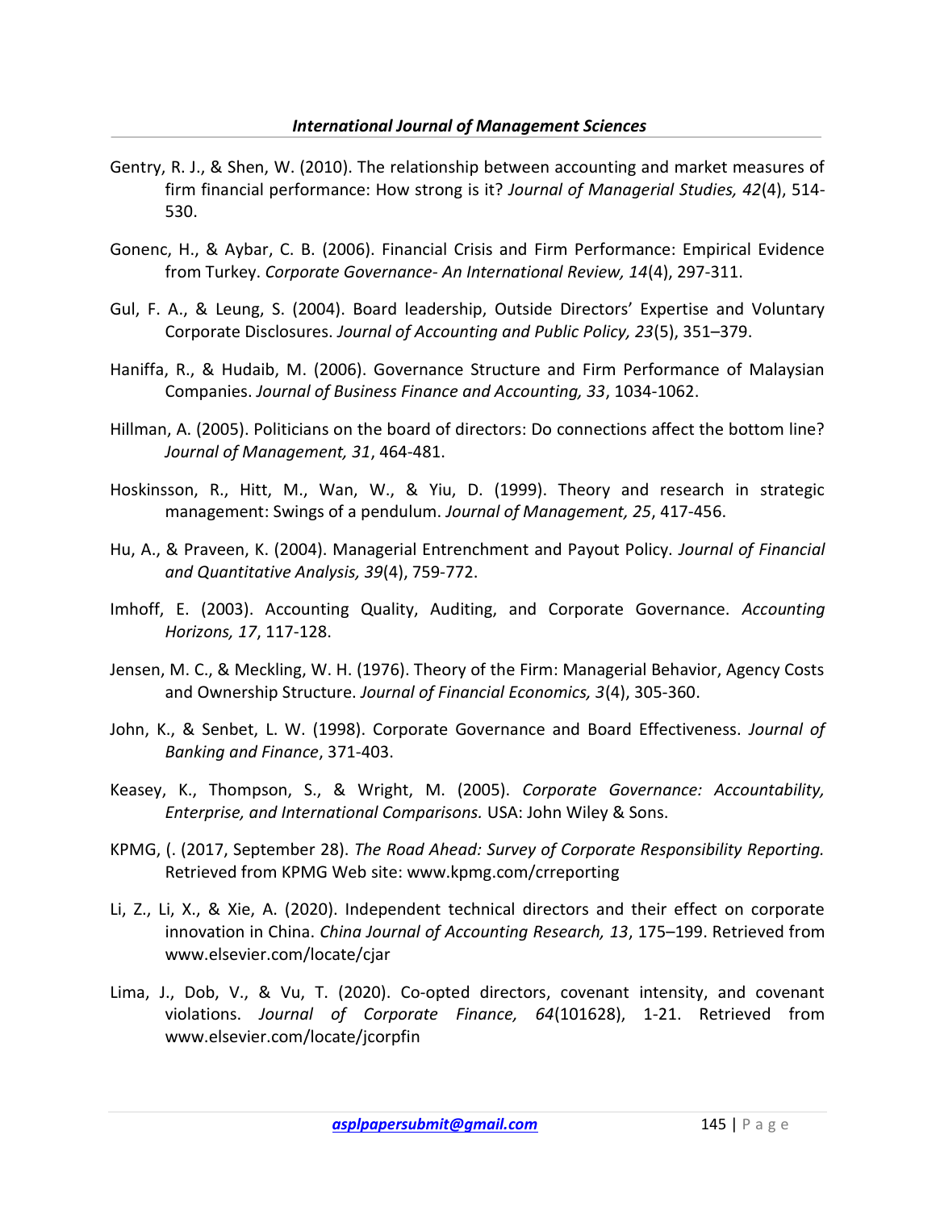Gentry, R. J., & Shen, W. (2010). The relationship between accounting and market measures of firm financial performance: How strong is it? *Journal of Managerial Studies, 42*(4), 514-530.

Gonenc, H., & Aybar, C. B. (2006). Financial Crisis and Firm Performance: Empirical Evidence from Turkey. *Corporate Governance- An International Review, 14*(4), 297-311.

Gul, F. A., & Leung, S. (2004). Board leadership, Outside Directors' Expertise and Voluntary Corporate Disclosures. *Journal of Accounting and Public Policy, 23*(5), 351–379.

Haniffa, R., & Hudaib, M. (2006). Governance Structure and Firm Performance of Malaysian Companies. *Journal of Business Finance and Accounting, 33*, 1034-1062.

Hillman, A. (2005). Politicians on the board of directors: Do connections affect the bottom line? *Journal of Management, 31*, 464-481.

Hoskinsson, R., Hitt, M., Wan, W., & Yiu, D. (1999). Theory and research in strategic management: Swings of a pendulum. *Journal of Management, 25*, 417-456.

Hu, A., & Praveen, K. (2004). Managerial Entrenchment and Payout Policy. *Journal of Financial and Quantitative Analysis, 39*(4), 759-772.

Imhoff, E. (2003). Accounting Quality, Auditing, and Corporate Governance. *Accounting Horizons, 17*, 117-128.

Jensen, M. C., & Meckling, W. H. (1976). Theory of the Firm: Managerial Behavior, Agency Costs and Ownership Structure. *Journal of Financial Economics, 3*(4), 305-360.

John, K., & Senbet, L. W. (1998). Corporate Governance and Board Effectiveness. *Journal of Banking and Finance*, 371-403.

Keasey, K., Thompson, S., & Wright, M. (2005). *Corporate Governance: Accountability, Enterprise, and International Comparisons.* USA: John Wiley & Sons.

KPMG, (. (2017, September 28). *The Road Ahead: Survey of Corporate Responsibility Reporting.* Retrieved from KPMG Web site: www.kpmg.com/crreporting

Li, Z., Li, X., & Xie, A. (2020). Independent technical directors and their effect on corporate innovation in China. *China Journal of Accounting Research, 13*, 175–199. Retrieved from www.elsevier.com/locate/cjar

Lima, J., Dob, V., & Vu, T. (2020). Co-opted directors, covenant intensity, and covenant violations. *Journal of Corporate Finance, 64*(101628), 1-21. Retrieved from www.elsevier.com/locate/jcorpfin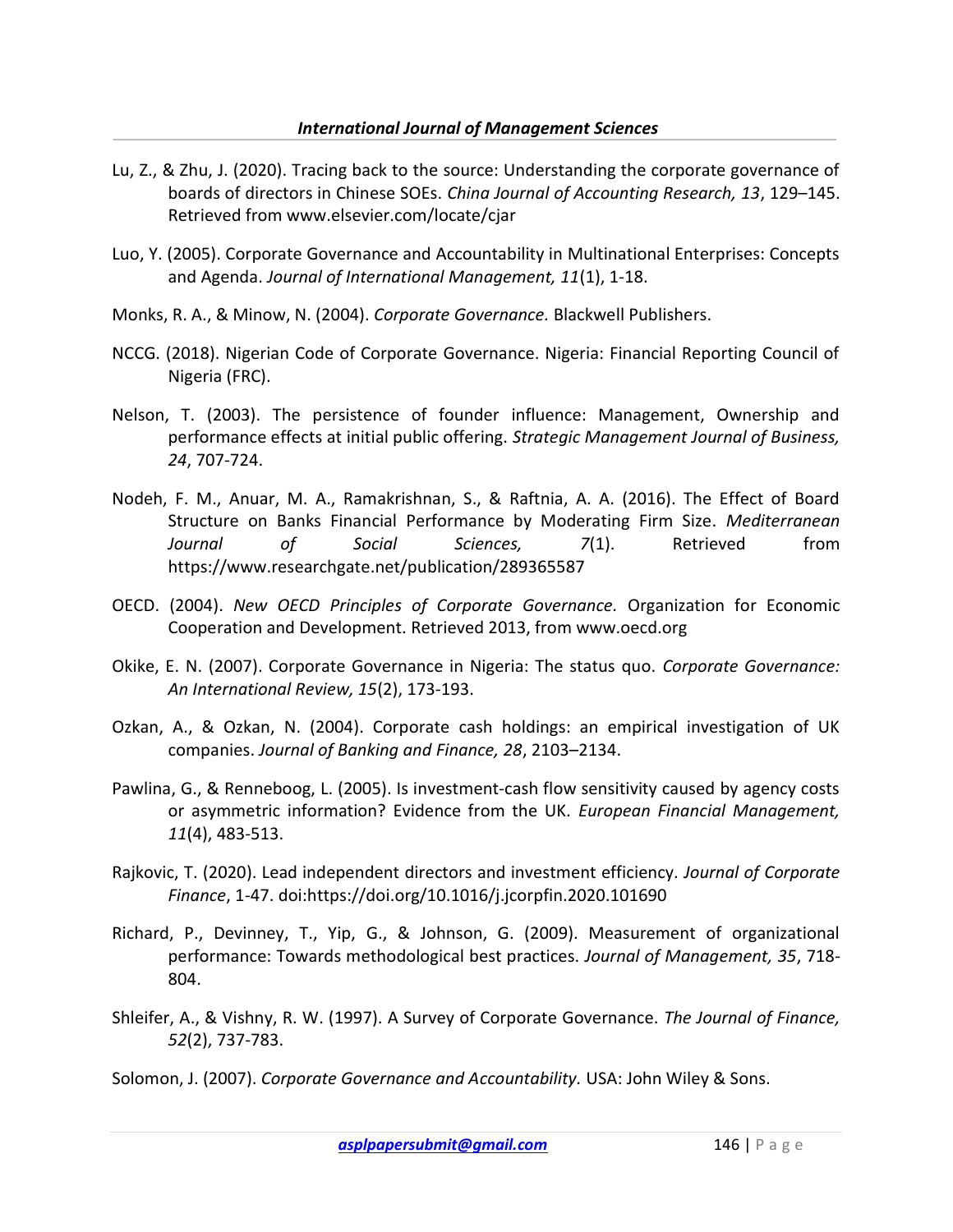Lu, Z., & Zhu, J. (2020). Tracing back to the source: Understanding the corporate governance of boards of directors in Chinese SOEs. *China Journal of Accounting Research, 13*, 129–145. Retrieved from www.elsevier.com/locate/cjar

Luo, Y. (2005). Corporate Governance and Accountability in Multinational Enterprises: Concepts and Agenda. *Journal of International Management, 11*(1), 1-18.

Monks, R. A., & Minow, N. (2004). *Corporate Governance.* Blackwell Publishers.

NCCG. (2018). Nigerian Code of Corporate Governance. Nigeria: Financial Reporting Council of Nigeria (FRC).

Nelson, T. (2003). The persistence of founder influence: Management, Ownership and performance effects at initial public offering. *Strategic Management Journal of Business, 24*, 707-724.

Nodeh, F. M., Anuar, M. A., Ramakrishnan, S., & Raftnia, A. A. (2016). The Effect of Board Structure on Banks Financial Performance by Moderating Firm Size. *Mediterranean Journal of Social Sciences, 7*(1). Retrieved from https://www.researchgate.net/publication/289365587

OECD. (2004). *New OECD Principles of Corporate Governance.* Organization for Economic Cooperation and Development. Retrieved 2013, from www.oecd.org

Okike, E. N. (2007). Corporate Governance in Nigeria: The status quo. *Corporate Governance: An International Review, 15*(2), 173-193.

Ozkan, A., & Ozkan, N. (2004). Corporate cash holdings: an empirical investigation of UK companies. *Journal of Banking and Finance, 28*, 2103–2134.

Pawlina, G., & Renneboog, L. (2005). Is investment-cash flow sensitivity caused by agency costs or asymmetric information? Evidence from the UK. *European Financial Management, 11*(4), 483-513.

Rajkovic, T. (2020). Lead independent directors and investment efficiency. *Journal of Corporate Finance*, 1-47. doi:https://doi.org/10.1016/j.jcorpfin.2020.101690

Richard, P., Devinney, T., Yip, G., & Johnson, G. (2009). Measurement of organizational performance: Towards methodological best practices. *Journal of Management, 35*, 718-804.

Shleifer, A., & Vishny, R. W. (1997). A Survey of Corporate Governance. *The Journal of Finance, 52*(2), 737-783.

Solomon, J. (2007). *Corporate Governance and Accountability.* USA: John Wiley & Sons.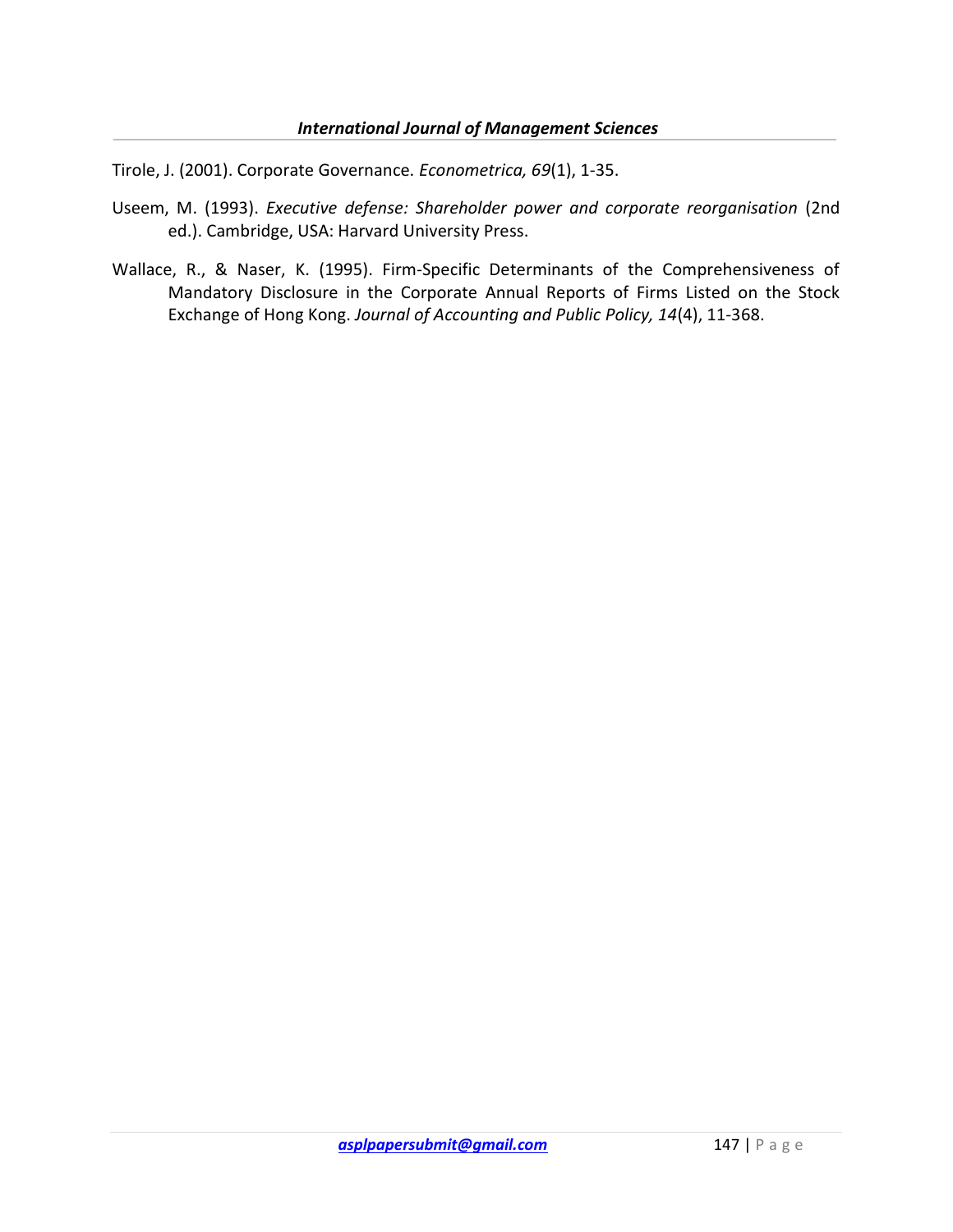Tirole, J. (2001). Corporate Governance. *Econometrica, 69*(1), 1-35.

Useem, M. (1993). *Executive defense: Shareholder power and corporate reorganisation* (2nd ed.). Cambridge, USA: Harvard University Press.

Wallace, R., & Naser, K. (1995). Firm-Specific Determinants of the Comprehensiveness of Mandatory Disclosure in the Corporate Annual Reports of Firms Listed on the Stock Exchange of Hong Kong. *Journal of Accounting and Public Policy, 14*(4), 11-368.